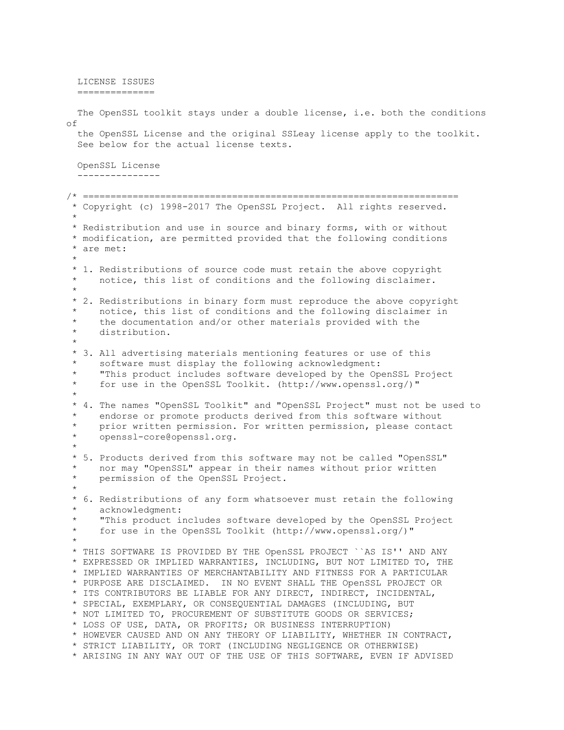LICENSE ISSUES
==============

The OpenSSL toolkit stays under a double license, i.e. both the conditions of
the OpenSSL License and the original SSLeay license apply to the toolkit.
See below for the actual license texts.

OpenSSL License
---------------

```
/* ====================================================================
 * Copyright (c) 1998-2017 The OpenSSL Project.  All rights reserved.
 *
 * Redistribution and use in source and binary forms, with or without
 * modification, are permitted provided that the following conditions
 * are met:
 *
 * 1. Redistributions of source code must retain the above copyright
 *    notice, this list of conditions and the following disclaimer.
 *
 * 2. Redistributions in binary form must reproduce the above copyright
 *    notice, this list of conditions and the following disclaimer in
 *    the documentation and/or other materials provided with the
 *    distribution.
 *
 * 3. All advertising materials mentioning features or use of this
 *    software must display the following acknowledgment:
 *    "This product includes software developed by the OpenSSL Project
 *    for use in the OpenSSL Toolkit. (http://www.openssl.org/)"
 *
 * 4. The names "OpenSSL Toolkit" and "OpenSSL Project" must not be used to
 *    endorse or promote products derived from this software without
 *    prior written permission. For written permission, please contact
 *    openssl-core@openssl.org.
 *
 * 5. Products derived from this software may not be called "OpenSSL"
 *    nor may "OpenSSL" appear in their names without prior written
 *    permission of the OpenSSL Project.
 *
 * 6. Redistributions of any form whatsoever must retain the following
 *    acknowledgment:
 *    "This product includes software developed by the OpenSSL Project
 *    for use in the OpenSSL Toolkit (http://www.openssl.org/)"
 *
 * THIS SOFTWARE IS PROVIDED BY THE OpenSSL PROJECT ``AS IS'' AND ANY
 * EXPRESSED OR IMPLIED WARRANTIES, INCLUDING, BUT NOT LIMITED TO, THE
 * IMPLIED WARRANTIES OF MERCHANTABILITY AND FITNESS FOR A PARTICULAR
 * PURPOSE ARE DISCLAIMED.  IN NO EVENT SHALL THE OpenSSL PROJECT OR
 * ITS CONTRIBUTORS BE LIABLE FOR ANY DIRECT, INDIRECT, INCIDENTAL,
 * SPECIAL, EXEMPLARY, OR CONSEQUENTIAL DAMAGES (INCLUDING, BUT
 * NOT LIMITED TO, PROCUREMENT OF SUBSTITUTE GOODS OR SERVICES;
 * LOSS OF USE, DATA, OR PROFITS; OR BUSINESS INTERRUPTION)
 * HOWEVER CAUSED AND ON ANY THEORY OF LIABILITY, WHETHER IN CONTRACT,
 * STRICT LIABILITY, OR TORT (INCLUDING NEGLIGENCE OR OTHERWISE)
 * ARISING IN ANY WAY OUT OF THE USE OF THIS SOFTWARE, EVEN IF ADVISED
```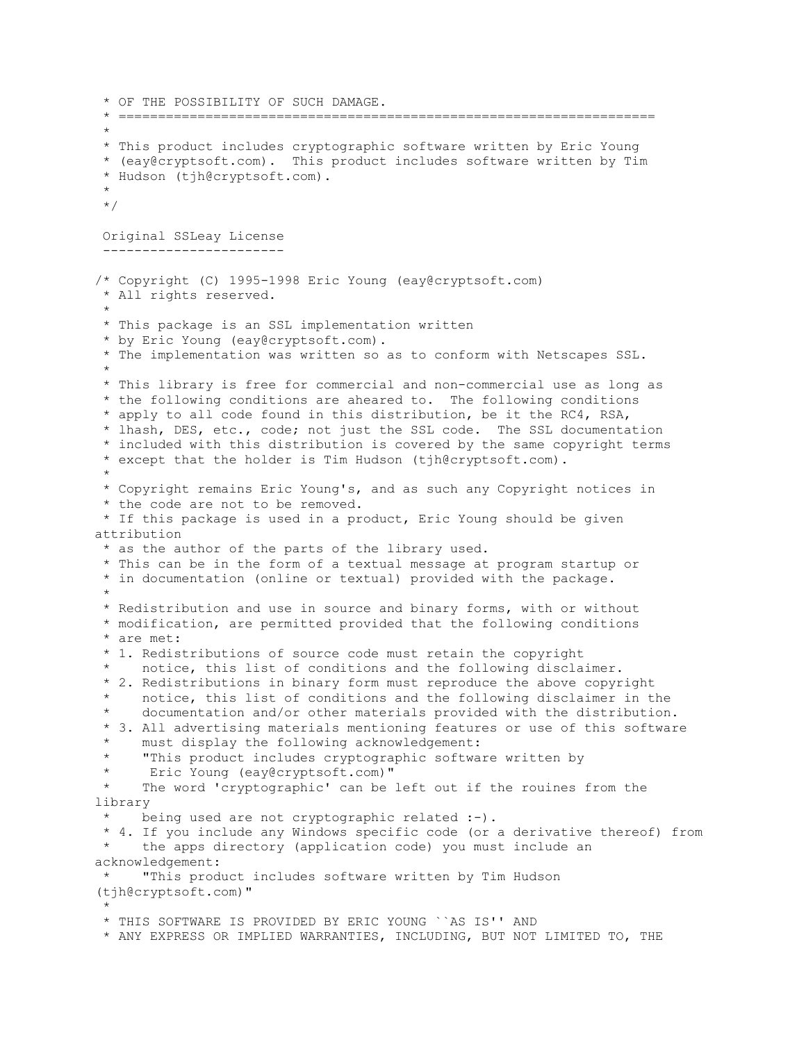```
 * OF THE POSSIBILITY OF SUCH DAMAGE.
 * ====================================================================
 *
 * This product includes cryptographic software written by Eric Young
 * (eay@cryptsoft.com).  This product includes software written by Tim
 * Hudson (tjh@cryptsoft.com).
 *
 */
```

Original SSLeay License
-----------------------

```
/* Copyright (C) 1995-1998 Eric Young (eay@cryptsoft.com)
 * All rights reserved.
 *
 * This package is an SSL implementation written
 * by Eric Young (eay@cryptsoft.com).
 * The implementation was written so as to conform with Netscapes SSL.
 *
 * This library is free for commercial and non-commercial use as long as
 * the following conditions are aheared to.  The following conditions
 * apply to all code found in this distribution, be it the RC4, RSA,
 * lhash, DES, etc., code; not just the SSL code.  The SSL documentation
 * included with this distribution is covered by the same copyright terms
 * except that the holder is Tim Hudson (tjh@cryptsoft.com).
 *
 * Copyright remains Eric Young's, and as such any Copyright notices in
 * the code are not to be removed.
 * If this package is used in a product, Eric Young should be given
attribution
 * as the author of the parts of the library used.
 * This can be in the form of a textual message at program startup or
 * in documentation (online or textual) provided with the package.
 *
 * Redistribution and use in source and binary forms, with or without
 * modification, are permitted provided that the following conditions
 * are met:
 * 1. Redistributions of source code must retain the copyright
 *    notice, this list of conditions and the following disclaimer.
 * 2. Redistributions in binary form must reproduce the above copyright
 *    notice, this list of conditions and the following disclaimer in the
 *    documentation and/or other materials provided with the distribution.
 * 3. All advertising materials mentioning features or use of this software
 *    must display the following acknowledgement:
 *    "This product includes cryptographic software written by
 *     Eric Young (eay@cryptsoft.com)"
 *    The word 'cryptographic' can be left out if the rouines from the
library
 *    being used are not cryptographic related :-).
 * 4. If you include any Windows specific code (or a derivative thereof) from
 *    the apps directory (application code) you must include an
acknowledgement:
 *    "This product includes software written by Tim Hudson
(tjh@cryptsoft.com)"
 *
 * THIS SOFTWARE IS PROVIDED BY ERIC YOUNG ``AS IS'' AND
 * ANY EXPRESS OR IMPLIED WARRANTIES, INCLUDING, BUT NOT LIMITED TO, THE
```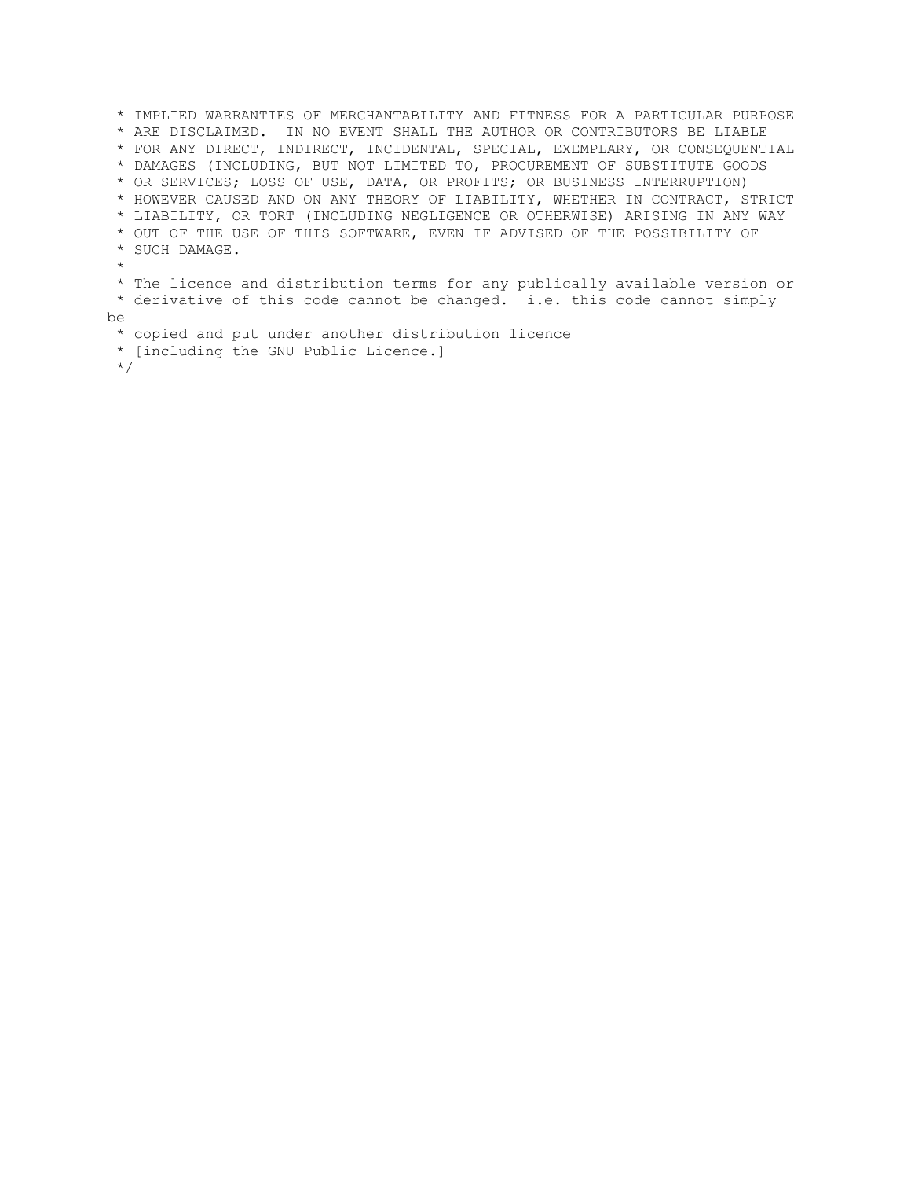```
 * IMPLIED WARRANTIES OF MERCHANTABILITY AND FITNESS FOR A PARTICULAR PURPOSE
 * ARE DISCLAIMED.  IN NO EVENT SHALL THE AUTHOR OR CONTRIBUTORS BE LIABLE
 * FOR ANY DIRECT, INDIRECT, INCIDENTAL, SPECIAL, EXEMPLARY, OR CONSEQUENTIAL
 * DAMAGES (INCLUDING, BUT NOT LIMITED TO, PROCUREMENT OF SUBSTITUTE GOODS
 * OR SERVICES; LOSS OF USE, DATA, OR PROFITS; OR BUSINESS INTERRUPTION)
 * HOWEVER CAUSED AND ON ANY THEORY OF LIABILITY, WHETHER IN CONTRACT, STRICT
 * LIABILITY, OR TORT (INCLUDING NEGLIGENCE OR OTHERWISE) ARISING IN ANY WAY
 * OUT OF THE USE OF THIS SOFTWARE, EVEN IF ADVISED OF THE POSSIBILITY OF
 * SUCH DAMAGE.
 *
 * The licence and distribution terms for any publically available version or
 * derivative of this code cannot be changed.  i.e. this code cannot simply
be
 * copied and put under another distribution licence
 * [including the GNU Public Licence.]
 */
```